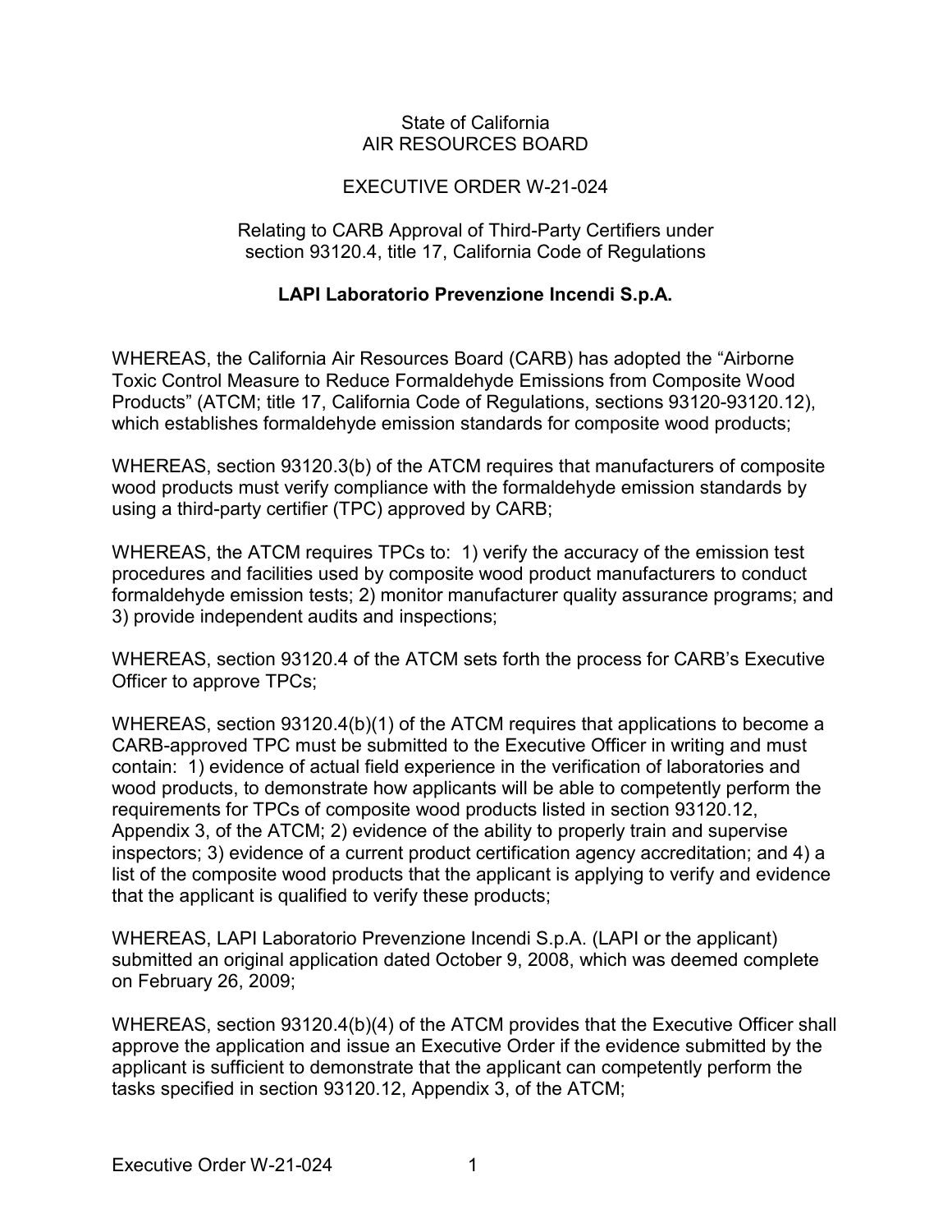State of California
AIR RESOURCES BOARD

EXECUTIVE ORDER W-21-024

Relating to CARB Approval of Third-Party Certifiers under section 93120.4, title 17, California Code of Regulations

**LAPI Laboratorio Prevenzione Incendi S.p.A.**

WHEREAS, the California Air Resources Board (CARB) has adopted the "Airborne Toxic Control Measure to Reduce Formaldehyde Emissions from Composite Wood Products" (ATCM; title 17, California Code of Regulations, sections 93120-93120.12), which establishes formaldehyde emission standards for composite wood products;

WHEREAS, section 93120.3(b) of the ATCM requires that manufacturers of composite wood products must verify compliance with the formaldehyde emission standards by using a third-party certifier (TPC) approved by CARB;

WHEREAS, the ATCM requires TPCs to: 1) verify the accuracy of the emission test procedures and facilities used by composite wood product manufacturers to conduct formaldehyde emission tests; 2) monitor manufacturer quality assurance programs; and 3) provide independent audits and inspections;

WHEREAS, section 93120.4 of the ATCM sets forth the process for CARB's Executive Officer to approve TPCs;

WHEREAS, section 93120.4(b)(1) of the ATCM requires that applications to become a CARB-approved TPC must be submitted to the Executive Officer in writing and must contain: 1) evidence of actual field experience in the verification of laboratories and wood products, to demonstrate how applicants will be able to competently perform the requirements for TPCs of composite wood products listed in section 93120.12, Appendix 3, of the ATCM; 2) evidence of the ability to properly train and supervise inspectors; 3) evidence of a current product certification agency accreditation; and 4) a list of the composite wood products that the applicant is applying to verify and evidence that the applicant is qualified to verify these products;

WHEREAS, LAPI Laboratorio Prevenzione Incendi S.p.A. (LAPI or the applicant) submitted an original application dated October 9, 2008, which was deemed complete on February 26, 2009;

WHEREAS, section 93120.4(b)(4) of the ATCM provides that the Executive Officer shall approve the application and issue an Executive Order if the evidence submitted by the applicant is sufficient to demonstrate that the applicant can competently perform the tasks specified in section 93120.12, Appendix 3, of the ATCM;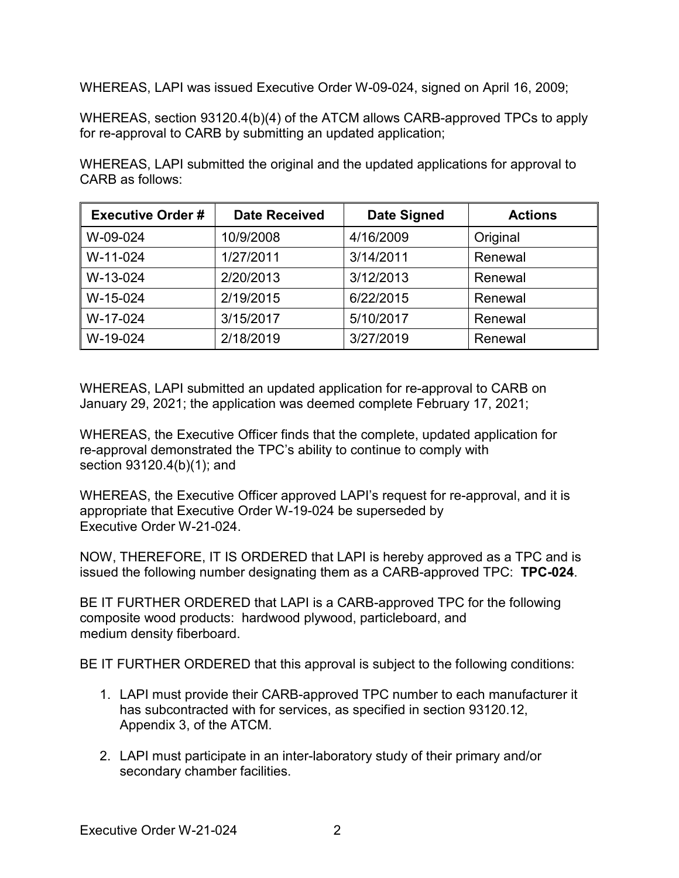WHEREAS, LAPI was issued Executive Order W-09-024, signed on April 16, 2009;

WHEREAS, section 93120.4(b)(4) of the ATCM allows CARB-approved TPCs to apply for re-approval to CARB by submitting an updated application;

WHEREAS, LAPI submitted the original and the updated applications for approval to CARB as follows:

| Executive Order # | Date Received | Date Signed | Actions |
| --- | --- | --- | --- |
| W-09-024 | 10/9/2008 | 4/16/2009 | Original |
| W-11-024 | 1/27/2011 | 3/14/2011 | Renewal |
| W-13-024 | 2/20/2013 | 3/12/2013 | Renewal |
| W-15-024 | 2/19/2015 | 6/22/2015 | Renewal |
| W-17-024 | 3/15/2017 | 5/10/2017 | Renewal |
| W-19-024 | 2/18/2019 | 3/27/2019 | Renewal |

WHEREAS, LAPI submitted an updated application for re-approval to CARB on January 29, 2021; the application was deemed complete February 17, 2021;

WHEREAS, the Executive Officer finds that the complete, updated application for re-approval demonstrated the TPC's ability to continue to comply with section 93120.4(b)(1); and

WHEREAS, the Executive Officer approved LAPI's request for re-approval, and it is appropriate that Executive Order W-19-024 be superseded by Executive Order W-21-024.

NOW, THEREFORE, IT IS ORDERED that LAPI is hereby approved as a TPC and is issued the following number designating them as a CARB-approved TPC: **TPC-024**.

BE IT FURTHER ORDERED that LAPI is a CARB-approved TPC for the following composite wood products: hardwood plywood, particleboard, and medium density fiberboard.

BE IT FURTHER ORDERED that this approval is subject to the following conditions:

1. LAPI must provide their CARB-approved TPC number to each manufacturer it has subcontracted with for services, as specified in section 93120.12, Appendix 3, of the ATCM.

2. LAPI must participate in an inter-laboratory study of their primary and/or secondary chamber facilities.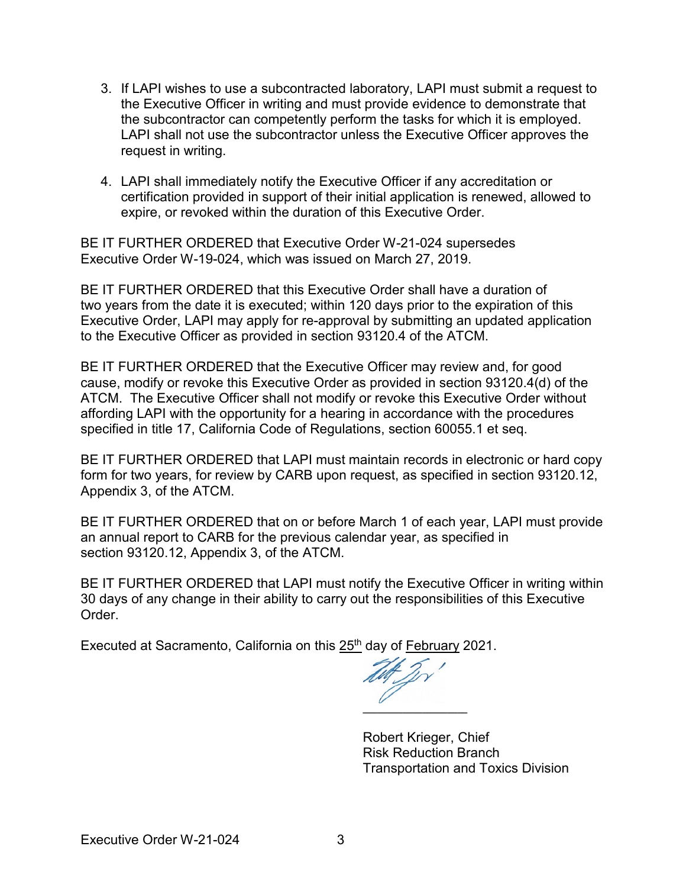3. If LAPI wishes to use a subcontracted laboratory, LAPI must submit a request to the Executive Officer in writing and must provide evidence to demonstrate that the subcontractor can competently perform the tasks for which it is employed. LAPI shall not use the subcontractor unless the Executive Officer approves the request in writing.

4. LAPI shall immediately notify the Executive Officer if any accreditation or certification provided in support of their initial application is renewed, allowed to expire, or revoked within the duration of this Executive Order.

BE IT FURTHER ORDERED that Executive Order W-21-024 supersedes Executive Order W-19-024, which was issued on March 27, 2019.

BE IT FURTHER ORDERED that this Executive Order shall have a duration of two years from the date it is executed; within 120 days prior to the expiration of this Executive Order, LAPI may apply for re-approval by submitting an updated application to the Executive Officer as provided in section 93120.4 of the ATCM.

BE IT FURTHER ORDERED that the Executive Officer may review and, for good cause, modify or revoke this Executive Order as provided in section 93120.4(d) of the ATCM. The Executive Officer shall not modify or revoke this Executive Order without affording LAPI with the opportunity for a hearing in accordance with the procedures specified in title 17, California Code of Regulations, section 60055.1 et seq.

BE IT FURTHER ORDERED that LAPI must maintain records in electronic or hard copy form for two years, for review by CARB upon request, as specified in section 93120.12, Appendix 3, of the ATCM.

BE IT FURTHER ORDERED that on or before March 1 of each year, LAPI must provide an annual report to CARB for the previous calendar year, as specified in section 93120.12, Appendix 3, of the ATCM.

BE IT FURTHER ORDERED that LAPI must notify the Executive Officer in writing within 30 days of any change in their ability to carry out the responsibilities of this Executive Order.

Executed at Sacramento, California on this 25th day of February 2021.

\_\_\_\_\_\_\_\_\_\_\_\_\_\_\_

Robert Krieger, Chief
Risk Reduction Branch
Transportation and Toxics Division

Executive Order W-21-024